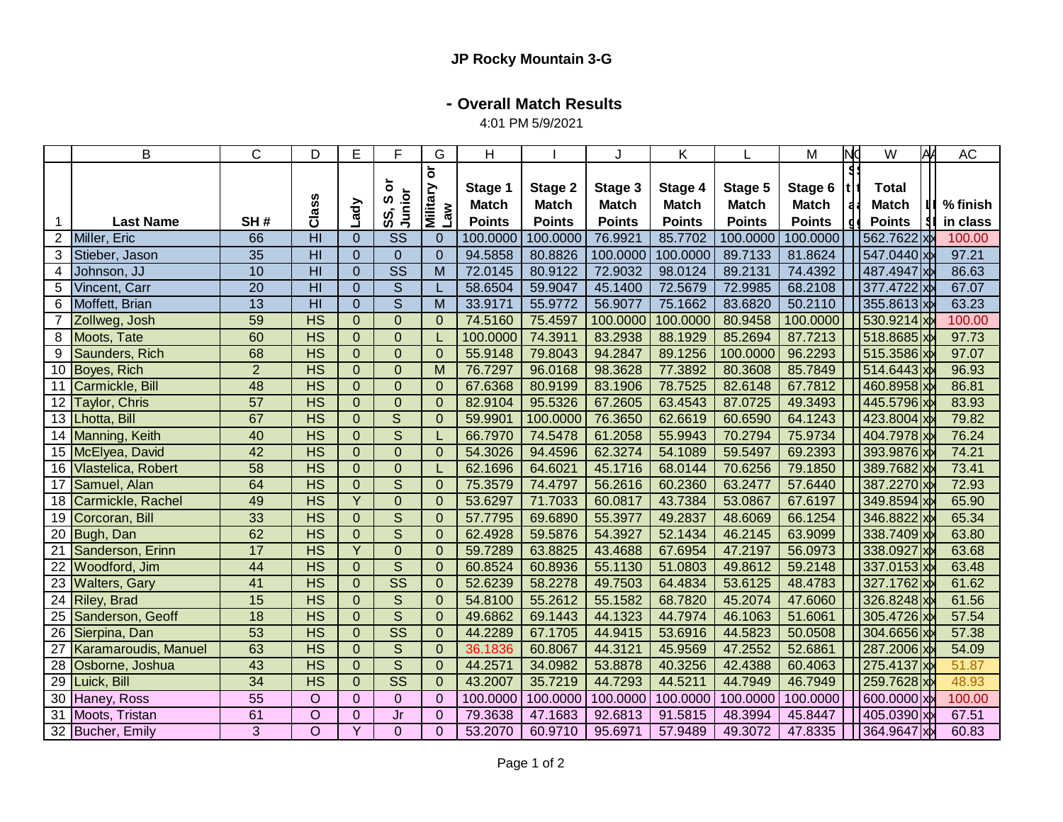**JP Rocky Mountain 3-G**

**- Overall Match Results**

4:01 PM 5/9/2021

| | B | C | D | E | F | G | H | I | J | K | L | M | N | W | A | AC |
|---|---|---|---|---|---|---|---|---|---|---|---|---|---|---|---|---|
| 1 | **Last Name** | **SH #** | **Class** | **Lady** | **SS, S or Junior** | **Military or Law** | **Stage 1 Match Points** | **Stage 2 Match Points** | **Stage 3 Match Points** | **Stage 4 Match Points** | **Stage 5 Match Points** | **Stage 6 Match Points** | | **Total Match Points** | | **% finish in class** |
| 2 | Miller, Eric | 66 | HI | 0 | SS | 0 | 100.0000 | 100.0000 | 76.9921 | 85.7702 | 100.0000 | 100.0000 | | 562.7622 | xx | 100.00 |
| 3 | Stieber, Jason | 35 | HI | 0 | 0 | 0 | 94.5858 | 80.8826 | 100.0000 | 100.0000 | 89.7133 | 81.8624 | | 547.0440 | xx | 97.21 |
| 4 | Johnson, JJ | 10 | HI | 0 | SS | M | 72.0145 | 80.9122 | 72.9032 | 98.0124 | 89.2131 | 74.4392 | | 487.4947 | xx | 86.63 |
| 5 | Vincent, Carr | 20 | HI | 0 | S | L | 58.6504 | 59.9047 | 45.1400 | 72.5679 | 72.9985 | 68.2108 | | 377.4722 | xx | 67.07 |
| 6 | Moffett, Brian | 13 | HI | 0 | S | M | 33.9171 | 55.9772 | 56.9077 | 75.1662 | 83.6820 | 50.2110 | | 355.8613 | xx | 63.23 |
| 7 | Zollweg, Josh | 59 | HS | 0 | 0 | 0 | 74.5160 | 75.4597 | 100.0000 | 100.0000 | 80.9458 | 100.0000 | | 530.9214 | xx | 100.00 |
| 8 | Moots, Tate | 60 | HS | 0 | 0 | L | 100.0000 | 74.3911 | 83.2938 | 88.1929 | 85.2694 | 87.7213 | | 518.8685 | xx | 97.73 |
| 9 | Saunders, Rich | 68 | HS | 0 | 0 | 0 | 55.9148 | 79.8043 | 94.2847 | 89.1256 | 100.0000 | 96.2293 | | 515.3586 | xx | 97.07 |
| 10 | Boyes, Rich | 2 | HS | 0 | 0 | M | 76.7297 | 96.0168 | 98.3628 | 77.3892 | 80.3608 | 85.7849 | | 514.6443 | xx | 96.93 |
| 11 | Carmickle, Bill | 48 | HS | 0 | 0 | 0 | 67.6368 | 80.9199 | 83.1906 | 78.7525 | 82.6148 | 67.7812 | | 460.8958 | xx | 86.81 |
| 12 | Taylor, Chris | 57 | HS | 0 | 0 | 0 | 82.9104 | 95.5326 | 67.2605 | 63.4543 | 87.0725 | 49.3493 | | 445.5796 | xx | 83.93 |
| 13 | Lhotta, Bill | 67 | HS | 0 | S | 0 | 59.9901 | 100.0000 | 76.3650 | 62.6619 | 60.6590 | 64.1243 | | 423.8004 | xx | 79.82 |
| 14 | Manning, Keith | 40 | HS | 0 | S | L | 66.7970 | 74.5478 | 61.2058 | 55.9943 | 70.2794 | 75.9734 | | 404.7978 | xx | 76.24 |
| 15 | McElyea, David | 42 | HS | 0 | 0 | 0 | 54.3026 | 94.4596 | 62.3274 | 54.1089 | 59.5497 | 69.2393 | | 393.9876 | xx | 74.21 |
| 16 | Vlastelica, Robert | 58 | HS | 0 | 0 | L | 62.1696 | 64.6021 | 45.1716 | 68.0144 | 70.6256 | 79.1850 | | 389.7682 | xx | 73.41 |
| 17 | Samuel, Alan | 64 | HS | 0 | S | 0 | 75.3579 | 74.4797 | 56.2616 | 60.2360 | 63.2477 | 57.6440 | | 387.2270 | xx | 72.93 |
| 18 | Carmickle, Rachel | 49 | HS | Y | 0 | 0 | 53.6297 | 71.7033 | 60.0817 | 43.7384 | 53.0867 | 67.6197 | | 349.8594 | xx | 65.90 |
| 19 | Corcoran, Bill | 33 | HS | 0 | S | 0 | 57.7795 | 69.6890 | 55.3977 | 49.2837 | 48.6069 | 66.1254 | | 346.8822 | xx | 65.34 |
| 20 | Bugh, Dan | 62 | HS | 0 | S | 0 | 62.4928 | 59.5876 | 54.3927 | 52.1434 | 46.2145 | 63.9099 | | 338.7409 | xx | 63.80 |
| 21 | Sanderson, Erinn | 17 | HS | Y | 0 | 0 | 59.7289 | 63.8825 | 43.4688 | 67.6954 | 47.2197 | 56.0973 | | 338.0927 | xx | 63.68 |
| 22 | Woodford, Jim | 44 | HS | 0 | S | 0 | 60.8524 | 60.8936 | 55.1130 | 51.0803 | 49.8612 | 59.2148 | | 337.0153 | xx | 63.48 |
| 23 | Walters, Gary | 41 | HS | 0 | SS | 0 | 52.6239 | 58.2278 | 49.7503 | 64.4834 | 53.6125 | 48.4783 | | 327.1762 | xx | 61.62 |
| 24 | Riley, Brad | 15 | HS | 0 | S | 0 | 54.8100 | 55.2612 | 55.1582 | 68.7820 | 45.2074 | 47.6060 | | 326.8248 | xx | 61.56 |
| 25 | Sanderson, Geoff | 18 | HS | 0 | S | 0 | 49.6862 | 69.1443 | 44.1323 | 44.7974 | 46.1063 | 51.6061 | | 305.4726 | xx | 57.54 |
| 26 | Sierpina, Dan | 53 | HS | 0 | SS | 0 | 44.2289 | 67.1705 | 44.9415 | 53.6916 | 44.5823 | 50.0508 | | 304.6656 | xx | 57.38 |
| 27 | Karamaroudis, Manuel | 63 | HS | 0 | S | 0 | 36.1836 | 60.8067 | 44.3121 | 45.9569 | 47.2552 | 52.6861 | | 287.2006 | xx | 54.09 |
| 28 | Osborne, Joshua | 43 | HS | 0 | S | 0 | 44.2571 | 34.0982 | 53.8878 | 40.3256 | 42.4388 | 60.4063 | | 275.4137 | xx | 51.87 |
| 29 | Luick, Bill | 34 | HS | 0 | SS | 0 | 43.2007 | 35.7219 | 44.7293 | 44.5211 | 44.7949 | 46.7949 | | 259.7628 | xx | 48.93 |
| 30 | Haney, Ross | 55 | O | 0 | 0 | 0 | 100.0000 | 100.0000 | 100.0000 | 100.0000 | 100.0000 | 100.0000 | | 600.0000 | xx | 100.00 |
| 31 | Moots, Tristan | 61 | O | 0 | Jr | 0 | 79.3638 | 47.1683 | 92.6813 | 91.5815 | 48.3994 | 45.8447 | | 405.0390 | xx | 67.51 |
| 32 | Bucher, Emily | 3 | O | Y | 0 | 0 | 53.2070 | 60.9710 | 95.6971 | 57.9489 | 49.3072 | 47.8335 | | 364.9647 | xx | 60.83 |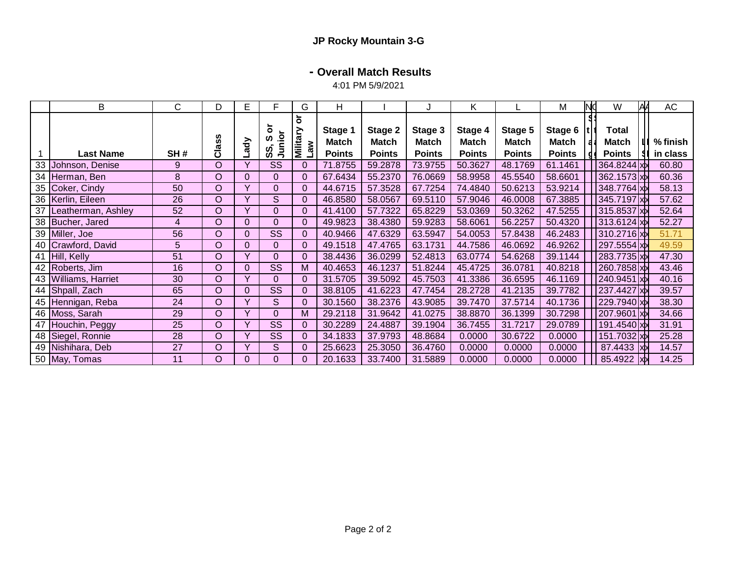**JP Rocky Mountain 3-G**

**- Overall Match Results**

4:01 PM 5/9/2021

| | B | C | D | E | F | G | H | I | J | K | L | M | N | | W | A | AC |
|---|---|---|---|---|---|---|---|---|---|---|---|---|---|---|---|---|---|
| 1 | **Last Name** | **SH #** | **Class** | **Lady** | **SS, S or Junior** | **Military or Law** | **Stage 1 Match Points** | **Stage 2 Match Points** | **Stage 3 Match Points** | **Stage 4 Match Points** | **Stage 5 Match Points** | **Stage 6 Match Points** | | | **Total Match Points** | | **% finish in class** |
| 33 | Johnson, Denise | 9 | O | Y | SS | 0 | 71.8755 | 59.2878 | 73.9755 | 50.3627 | 48.1769 | 61.1461 | | | 364.8244 | xx | 60.80 |
| 34 | Herman, Ben | 8 | O | 0 | 0 | 0 | 67.6434 | 55.2370 | 76.0669 | 58.9958 | 45.5540 | 58.6601 | | | 362.1573 | xx | 60.36 |
| 35 | Coker, Cindy | 50 | O | Y | 0 | 0 | 44.6715 | 57.3528 | 67.7254 | 74.4840 | 50.6213 | 53.9214 | | | 348.7764 | xx | 58.13 |
| 36 | Kerlin, Eileen | 26 | O | Y | S | 0 | 46.8580 | 58.0567 | 69.5110 | 57.9046 | 46.0008 | 67.3885 | | | 345.7197 | xx | 57.62 |
| 37 | Leatherman, Ashley | 52 | O | Y | 0 | 0 | 41.4100 | 57.7322 | 65.8229 | 53.0369 | 50.3262 | 47.5255 | | | 315.8537 | xx | 52.64 |
| 38 | Bucher, Jared | 4 | O | 0 | 0 | 0 | 49.9823 | 38.4380 | 59.9283 | 58.6061 | 56.2257 | 50.4320 | | | 313.6124 | xx | 52.27 |
| 39 | Miller, Joe | 56 | O | 0 | SS | 0 | 40.9466 | 47.6329 | 63.5947 | 54.0053 | 57.8438 | 46.2483 | | | 310.2716 | xx | 51.71 |
| 40 | Crawford, David | 5 | O | 0 | 0 | 0 | 49.1518 | 47.4765 | 63.1731 | 44.7586 | 46.0692 | 46.9262 | | | 297.5554 | xx | 49.59 |
| 41 | Hill, Kelly | 51 | O | Y | 0 | 0 | 38.4436 | 36.0299 | 52.4813 | 63.0774 | 54.6268 | 39.1144 | | | 283.7735 | xx | 47.30 |
| 42 | Roberts, Jim | 16 | O | 0 | SS | M | 40.4653 | 46.1237 | 51.8244 | 45.4725 | 36.0781 | 40.8218 | | | 260.7858 | xx | 43.46 |
| 43 | Williams, Harriet | 30 | O | Y | 0 | 0 | 31.5705 | 39.5092 | 45.7503 | 41.3386 | 36.6595 | 46.1169 | | | 240.9451 | xx | 40.16 |
| 44 | Shpall, Zach | 65 | O | 0 | SS | 0 | 38.8105 | 41.6223 | 47.7454 | 28.2728 | 41.2135 | 39.7782 | | | 237.4427 | xx | 39.57 |
| 45 | Hennigan, Reba | 24 | O | Y | S | 0 | 30.1560 | 38.2376 | 43.9085 | 39.7470 | 37.5714 | 40.1736 | | | 229.7940 | xx | 38.30 |
| 46 | Moss, Sarah | 29 | O | Y | 0 | M | 29.2118 | 31.9642 | 41.0275 | 38.8870 | 36.1399 | 30.7298 | | | 207.9601 | xx | 34.66 |
| 47 | Houchin, Peggy | 25 | O | Y | SS | 0 | 30.2289 | 24.4887 | 39.1904 | 36.7455 | 31.7217 | 29.0789 | | | 191.4540 | xx | 31.91 |
| 48 | Siegel, Ronnie | 28 | O | Y | SS | 0 | 34.1833 | 37.9793 | 48.8684 | 0.0000 | 30.6722 | 0.0000 | | | 151.7032 | xx | 25.28 |
| 49 | Nishihara, Deb | 27 | O | Y | S | 0 | 25.6623 | 25.3050 | 36.4760 | 0.0000 | 0.0000 | 0.0000 | | | 87.4433 | xx | 14.57 |
| 50 | May, Tomas | 11 | O | 0 | 0 | 0 | 20.1633 | 33.7400 | 31.5889 | 0.0000 | 0.0000 | 0.0000 | | | 85.4922 | xx | 14.25 |